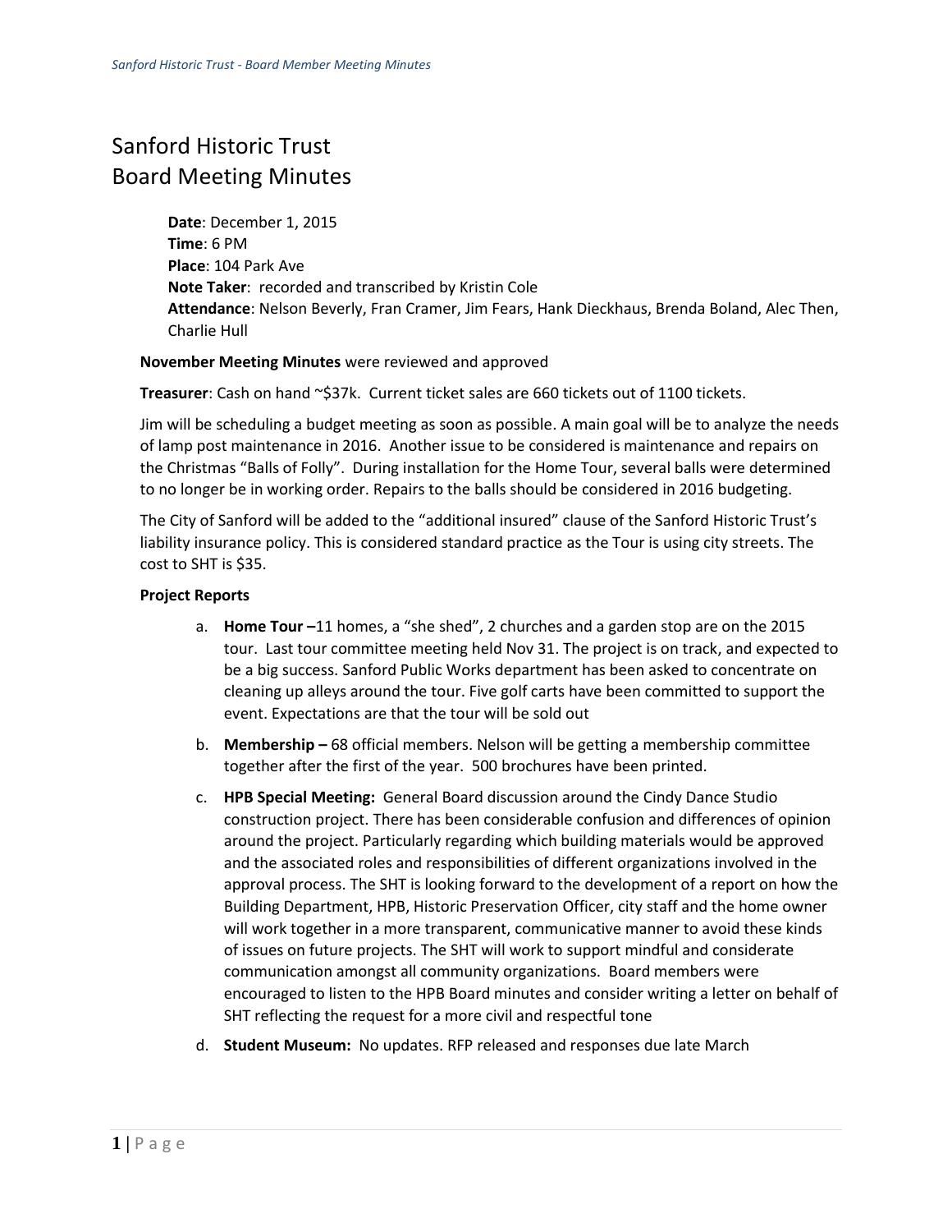# Sanford Historic Trust
# Board Meeting Minutes

**Date**: December 1, 2015
**Time**: 6 PM
**Place**: 104 Park Ave
**Note Taker**: recorded and transcribed by Kristin Cole
**Attendance**: Nelson Beverly, Fran Cramer, Jim Fears, Hank Dieckhaus, Brenda Boland, Alec Then, Charlie Hull

**November Meeting Minutes** were reviewed and approved

**Treasurer**: Cash on hand ~$37k. Current ticket sales are 660 tickets out of 1100 tickets.

Jim will be scheduling a budget meeting as soon as possible. A main goal will be to analyze the needs of lamp post maintenance in 2016. Another issue to be considered is maintenance and repairs on the Christmas "Balls of Folly". During installation for the Home Tour, several balls were determined to no longer be in working order. Repairs to the balls should be considered in 2016 budgeting.

The City of Sanford will be added to the "additional insured" clause of the Sanford Historic Trust's liability insurance policy. This is considered standard practice as the Tour is using city streets. The cost to SHT is $35.

**Project Reports**

a. **Home Tour –** 11 homes, a "she shed", 2 churches and a garden stop are on the 2015 tour. Last tour committee meeting held Nov 31. The project is on track, and expected to be a big success. Sanford Public Works department has been asked to concentrate on cleaning up alleys around the tour. Five golf carts have been committed to support the event. Expectations are that the tour will be sold out

b. **Membership –** 68 official members. Nelson will be getting a membership committee together after the first of the year. 500 brochures have been printed.

c. **HPB Special Meeting:** General Board discussion around the Cindy Dance Studio construction project. There has been considerable confusion and differences of opinion around the project. Particularly regarding which building materials would be approved and the associated roles and responsibilities of different organizations involved in the approval process. The SHT is looking forward to the development of a report on how the Building Department, HPB, Historic Preservation Officer, city staff and the home owner will work together in a more transparent, communicative manner to avoid these kinds of issues on future projects. The SHT will work to support mindful and considerate communication amongst all community organizations. Board members were encouraged to listen to the HPB Board minutes and consider writing a letter on behalf of SHT reflecting the request for a more civil and respectful tone

d. **Student Museum:** No updates. RFP released and responses due late March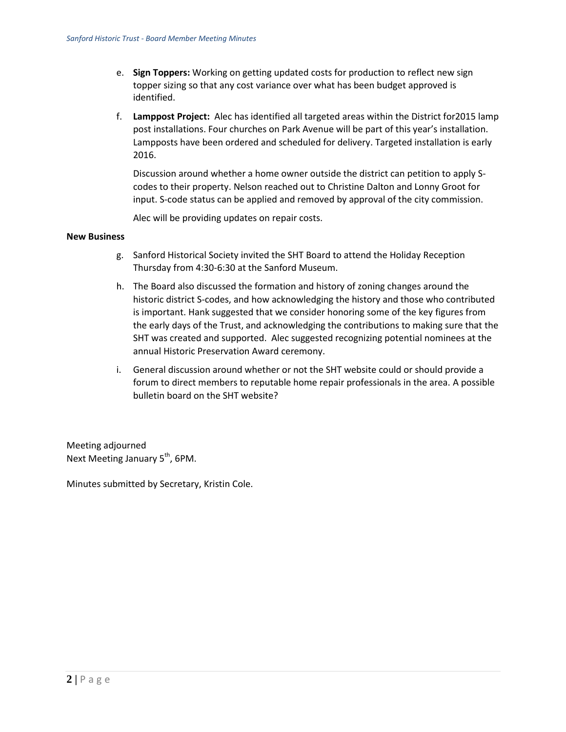e. **Sign Toppers:** Working on getting updated costs for production to reflect new sign topper sizing so that any cost variance over what has been budget approved is identified.

f. **Lamppost Project:** Alec has identified all targeted areas within the District for2015 lamp post installations. Four churches on Park Avenue will be part of this year's installation. Lampposts have been ordered and scheduled for delivery. Targeted installation is early 2016.

   Discussion around whether a home owner outside the district can petition to apply S-codes to their property. Nelson reached out to Christine Dalton and Lonny Groot for input. S-code status can be applied and removed by approval of the city commission.

   Alec will be providing updates on repair costs.

**New Business**

g. Sanford Historical Society invited the SHT Board to attend the Holiday Reception Thursday from 4:30-6:30 at the Sanford Museum.

h. The Board also discussed the formation and history of zoning changes around the historic district S-codes, and how acknowledging the history and those who contributed is important. Hank suggested that we consider honoring some of the key figures from the early days of the Trust, and acknowledging the contributions to making sure that the SHT was created and supported. Alec suggested recognizing potential nominees at the annual Historic Preservation Award ceremony.

i. General discussion around whether or not the SHT website could or should provide a forum to direct members to reputable home repair professionals in the area. A possible bulletin board on the SHT website?

Meeting adjourned
Next Meeting January 5th, 6PM.

Minutes submitted by Secretary, Kristin Cole.